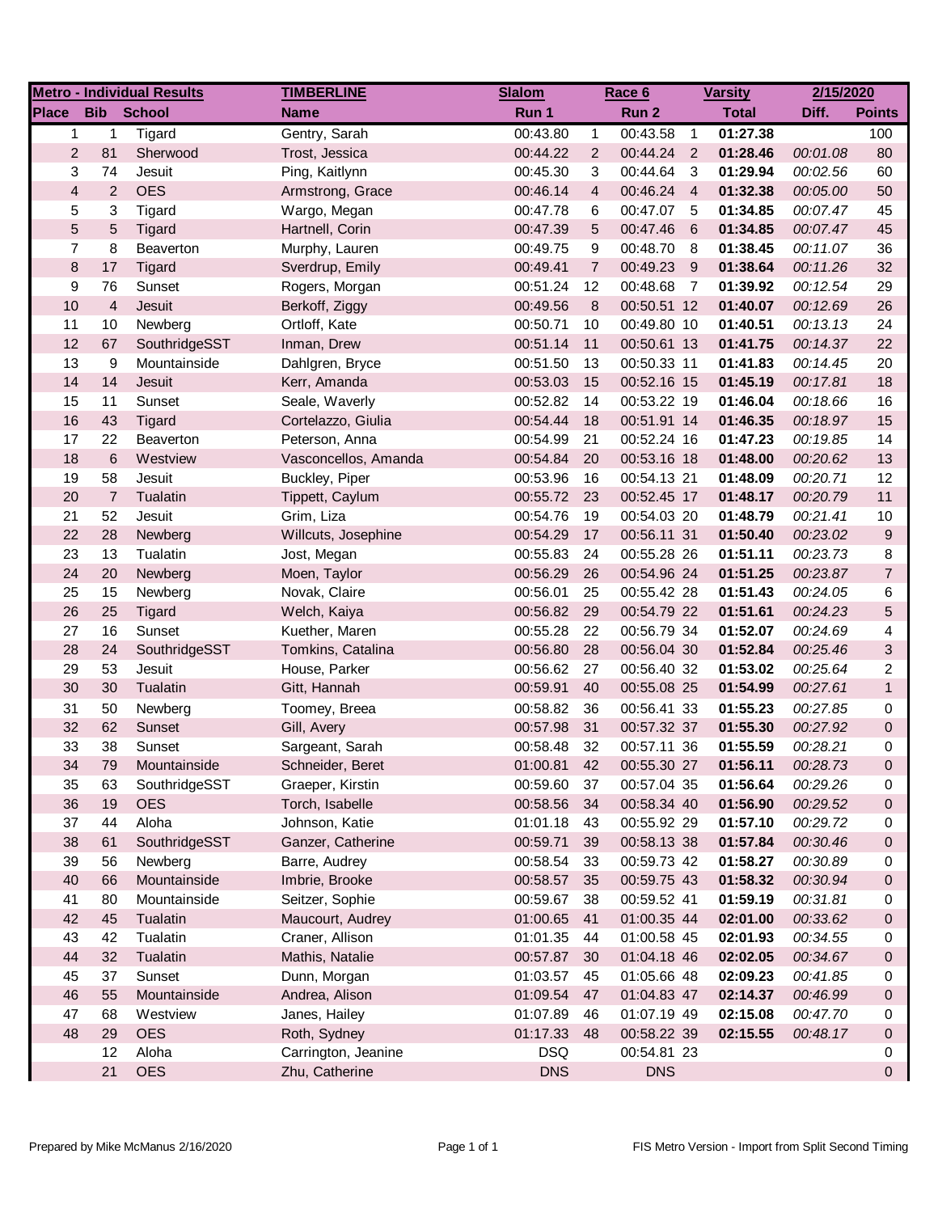| Metro - Individual Results | | | TIMBERLINE | Slalom | | Race 6 | | Varsity | 2/15/2020 | |
|---|---|---|---|---|---|---|---|---|---|---|
| **Place** | **Bib** | **School** | **Name** | **Run 1** | | **Run 2** | | **Total** | **Diff.** | **Points** |
| 1 | 1 | Tigard | Gentry, Sarah | 00:43.80 | 1 | 00:43.58 | 1 | **01:27.38** | | 100 |
| 2 | 81 | Sherwood | Trost, Jessica | 00:44.22 | 2 | 00:44.24 | 2 | **01:28.46** | *00:01.08* | 80 |
| 3 | 74 | Jesuit | Ping, Kaitlynn | 00:45.30 | 3 | 00:44.64 | 3 | **01:29.94** | *00:02.56* | 60 |
| 4 | 2 | OES | Armstrong, Grace | 00:46.14 | 4 | 00:46.24 | 4 | **01:32.38** | *00:05.00* | 50 |
| 5 | 3 | Tigard | Wargo, Megan | 00:47.78 | 6 | 00:47.07 | 5 | **01:34.85** | *00:07.47* | 45 |
| 5 | 5 | Tigard | Hartnell, Corin | 00:47.39 | 5 | 00:47.46 | 6 | **01:34.85** | *00:07.47* | 45 |
| 7 | 8 | Beaverton | Murphy, Lauren | 00:49.75 | 9 | 00:48.70 | 8 | **01:38.45** | *00:11.07* | 36 |
| 8 | 17 | Tigard | Sverdrup, Emily | 00:49.41 | 7 | 00:49.23 | 9 | **01:38.64** | *00:11.26* | 32 |
| 9 | 76 | Sunset | Rogers, Morgan | 00:51.24 | 12 | 00:48.68 | 7 | **01:39.92** | *00:12.54* | 29 |
| 10 | 4 | Jesuit | Berkoff, Ziggy | 00:49.56 | 8 | 00:50.51 | 12 | **01:40.07** | *00:12.69* | 26 |
| 11 | 10 | Newberg | Ortloff, Kate | 00:50.71 | 10 | 00:49.80 | 10 | **01:40.51** | *00:13.13* | 24 |
| 12 | 67 | SouthridgeSST | Inman, Drew | 00:51.14 | 11 | 00:50.61 | 13 | **01:41.75** | *00:14.37* | 22 |
| 13 | 9 | Mountainside | Dahlgren, Bryce | 00:51.50 | 13 | 00:50.33 | 11 | **01:41.83** | *00:14.45* | 20 |
| 14 | 14 | Jesuit | Kerr, Amanda | 00:53.03 | 15 | 00:52.16 | 15 | **01:45.19** | *00:17.81* | 18 |
| 15 | 11 | Sunset | Seale, Waverly | 00:52.82 | 14 | 00:53.22 | 19 | **01:46.04** | *00:18.66* | 16 |
| 16 | 43 | Tigard | Cortelazzo, Giulia | 00:54.44 | 18 | 00:51.91 | 14 | **01:46.35** | *00:18.97* | 15 |
| 17 | 22 | Beaverton | Peterson, Anna | 00:54.99 | 21 | 00:52.24 | 16 | **01:47.23** | *00:19.85* | 14 |
| 18 | 6 | Westview | Vasconcellos, Amanda | 00:54.84 | 20 | 00:53.16 | 18 | **01:48.00** | *00:20.62* | 13 |
| 19 | 58 | Jesuit | Buckley, Piper | 00:53.96 | 16 | 00:54.13 | 21 | **01:48.09** | *00:20.71* | 12 |
| 20 | 7 | Tualatin | Tippett, Caylum | 00:55.72 | 23 | 00:52.45 | 17 | **01:48.17** | *00:20.79* | 11 |
| 21 | 52 | Jesuit | Grim, Liza | 00:54.76 | 19 | 00:54.03 | 20 | **01:48.79** | *00:21.41* | 10 |
| 22 | 28 | Newberg | Willcuts, Josephine | 00:54.29 | 17 | 00:56.11 | 31 | **01:50.40** | *00:23.02* | 9 |
| 23 | 13 | Tualatin | Jost, Megan | 00:55.83 | 24 | 00:55.28 | 26 | **01:51.11** | *00:23.73* | 8 |
| 24 | 20 | Newberg | Moen, Taylor | 00:56.29 | 26 | 00:54.96 | 24 | **01:51.25** | *00:23.87* | 7 |
| 25 | 15 | Newberg | Novak, Claire | 00:56.01 | 25 | 00:55.42 | 28 | **01:51.43** | *00:24.05* | 6 |
| 26 | 25 | Tigard | Welch, Kaiya | 00:56.82 | 29 | 00:54.79 | 22 | **01:51.61** | *00:24.23* | 5 |
| 27 | 16 | Sunset | Kuether, Maren | 00:55.28 | 22 | 00:56.79 | 34 | **01:52.07** | *00:24.69* | 4 |
| 28 | 24 | SouthridgeSST | Tomkins, Catalina | 00:56.80 | 28 | 00:56.04 | 30 | **01:52.84** | *00:25.46* | 3 |
| 29 | 53 | Jesuit | House, Parker | 00:56.62 | 27 | 00:56.40 | 32 | **01:53.02** | *00:25.64* | 2 |
| 30 | 30 | Tualatin | Gitt, Hannah | 00:59.91 | 40 | 00:55.08 | 25 | **01:54.99** | *00:27.61* | 1 |
| 31 | 50 | Newberg | Toomey, Breea | 00:58.82 | 36 | 00:56.41 | 33 | **01:55.23** | *00:27.85* | 0 |
| 32 | 62 | Sunset | Gill, Avery | 00:57.98 | 31 | 00:57.32 | 37 | **01:55.30** | *00:27.92* | 0 |
| 33 | 38 | Sunset | Sargeant, Sarah | 00:58.48 | 32 | 00:57.11 | 36 | **01:55.59** | *00:28.21* | 0 |
| 34 | 79 | Mountainside | Schneider, Beret | 01:00.81 | 42 | 00:55.30 | 27 | **01:56.11** | *00:28.73* | 0 |
| 35 | 63 | SouthridgeSST | Graeper, Kirstin | 00:59.60 | 37 | 00:57.04 | 35 | **01:56.64** | *00:29.26* | 0 |
| 36 | 19 | OES | Torch, Isabelle | 00:58.56 | 34 | 00:58.34 | 40 | **01:56.90** | *00:29.52* | 0 |
| 37 | 44 | Aloha | Johnson, Katie | 01:01.18 | 43 | 00:55.92 | 29 | **01:57.10** | *00:29.72* | 0 |
| 38 | 61 | SouthridgeSST | Ganzer, Catherine | 00:59.71 | 39 | 00:58.13 | 38 | **01:57.84** | *00:30.46* | 0 |
| 39 | 56 | Newberg | Barre, Audrey | 00:58.54 | 33 | 00:59.73 | 42 | **01:58.27** | *00:30.89* | 0 |
| 40 | 66 | Mountainside | Imbrie, Brooke | 00:58.57 | 35 | 00:59.75 | 43 | **01:58.32** | *00:30.94* | 0 |
| 41 | 80 | Mountainside | Seitzer, Sophie | 00:59.67 | 38 | 00:59.52 | 41 | **01:59.19** | *00:31.81* | 0 |
| 42 | 45 | Tualatin | Maucourt, Audrey | 01:00.65 | 41 | 01:00.35 | 44 | **02:01.00** | *00:33.62* | 0 |
| 43 | 42 | Tualatin | Craner, Allison | 01:01.35 | 44 | 01:00.58 | 45 | **02:01.93** | *00:34.55* | 0 |
| 44 | 32 | Tualatin | Mathis, Natalie | 00:57.87 | 30 | 01:04.18 | 46 | **02:02.05** | *00:34.67* | 0 |
| 45 | 37 | Sunset | Dunn, Morgan | 01:03.57 | 45 | 01:05.66 | 48 | **02:09.23** | *00:41.85* | 0 |
| 46 | 55 | Mountainside | Andrea, Alison | 01:09.54 | 47 | 01:04.83 | 47 | **02:14.37** | *00:46.99* | 0 |
| 47 | 68 | Westview | Janes, Hailey | 01:07.89 | 46 | 01:07.19 | 49 | **02:15.08** | *00:47.70* | 0 |
| 48 | 29 | OES | Roth, Sydney | 01:17.33 | 48 | 00:58.22 | 39 | **02:15.55** | *00:48.17* | 0 |
| | 12 | Aloha | Carrington, Jeanine | DSQ | | 00:54.81 | 23 | | | 0 |
| | 21 | OES | Zhu, Catherine | DNS | | DNS | | | | 0 |

Prepared by Mike McManus 2/16/2020 — FIS Metro Version - Import from Split Second Timing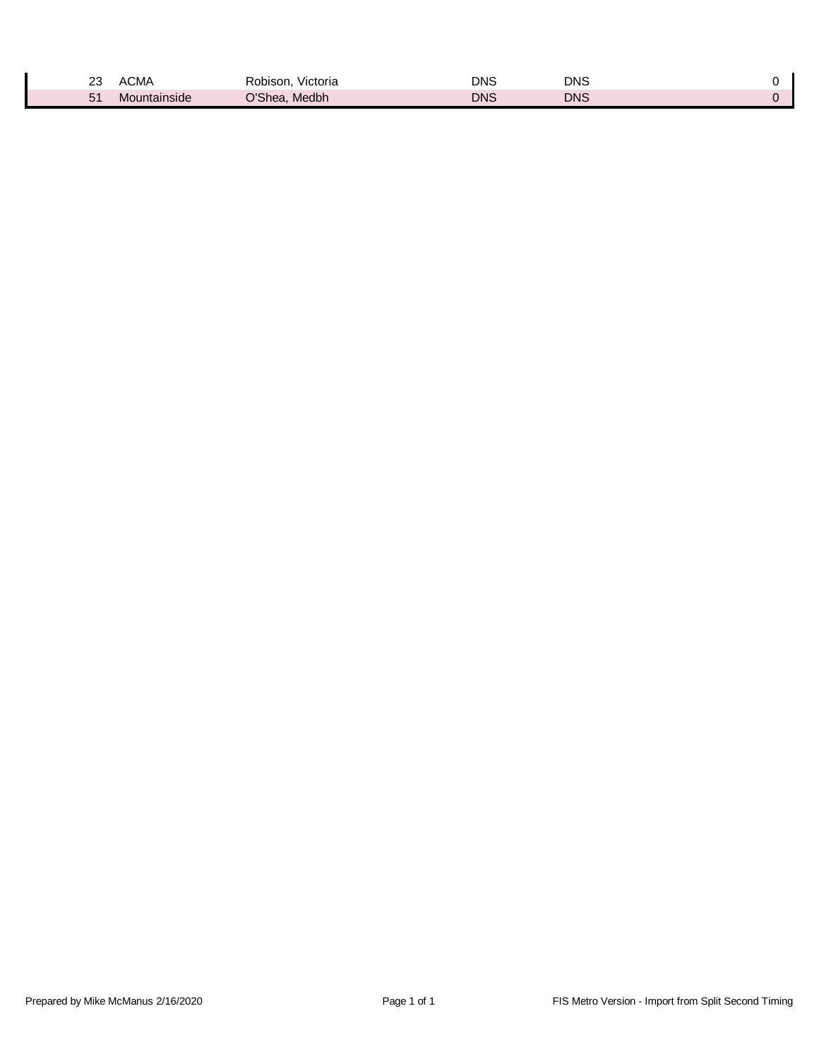| | | | | | |
|---|---|---|---|---|---|
| 23 | ACMA | Robison, Victoria | DNS | DNS | 0 |
| 51 | Mountainside | O'Shea, Medbh | DNS | DNS | 0 |

Prepared by Mike McManus 2/16/2020

FIS Metro Version - Import from Split Second Timing